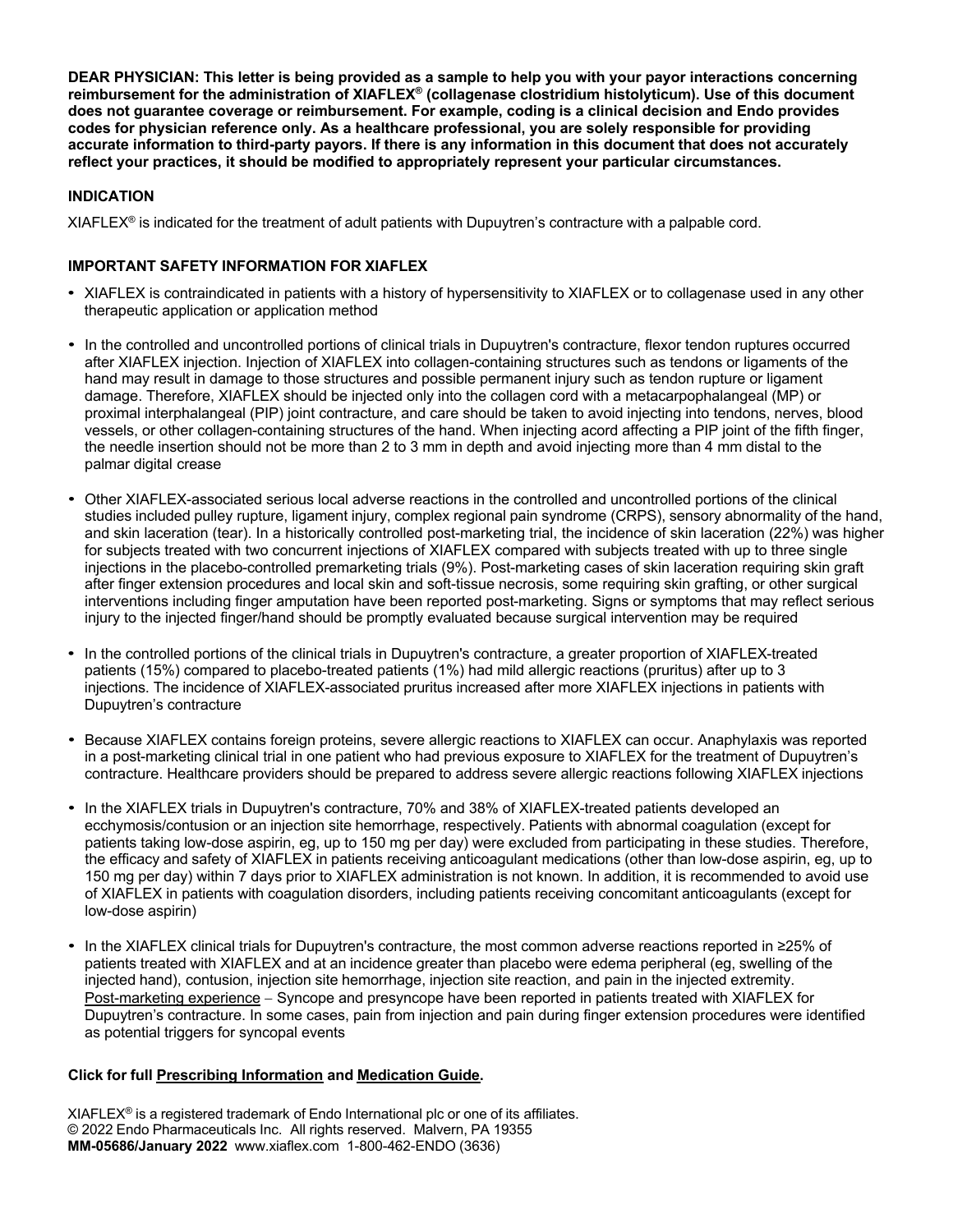**DEAR PHYSICIAN: This letter is being provided as a sample to help you with your payor interactions concerning reimbursement for the administration of XIAFLEX® (collagenase clostridium histolyticum). Use of this document does not guarantee coverage or reimbursement. For example, coding is a clinical decision and Endo provides codes for physician reference only. As a healthcare professional, you are solely responsible for providing accurate information to third-party payors. If there is any information in this document that does not accurately reflect your practices, it should be modified to appropriately represent your particular circumstances.**

**INDICATION**

XIAFLEX® is indicated for the treatment of adult patients with Dupuytren's contracture with a palpable cord.

**IMPORTANT SAFETY INFORMATION FOR XIAFLEX**

- XIAFLEX is contraindicated in patients with a history of hypersensitivity to XIAFLEX or to collagenase used in any other therapeutic application or application method
- In the controlled and uncontrolled portions of clinical trials in Dupuytren's contracture, flexor tendon ruptures occurred after XIAFLEX injection. Injection of XIAFLEX into collagen-containing structures such as tendons or ligaments of the hand may result in damage to those structures and possible permanent injury such as tendon rupture or ligament damage. Therefore, XIAFLEX should be injected only into the collagen cord with a metacarpophalangeal (MP) or proximal interphalangeal (PIP) joint contracture, and care should be taken to avoid injecting into tendons, nerves, blood vessels, or other collagen-containing structures of the hand. When injecting acord affecting a PIP joint of the fifth finger, the needle insertion should not be more than 2 to 3 mm in depth and avoid injecting more than 4 mm distal to the palmar digital crease
- Other XIAFLEX-associated serious local adverse reactions in the controlled and uncontrolled portions of the clinical studies included pulley rupture, ligament injury, complex regional pain syndrome (CRPS), sensory abnormality of the hand, and skin laceration (tear). In a historically controlled post-marketing trial, the incidence of skin laceration (22%) was higher for subjects treated with two concurrent injections of XIAFLEX compared with subjects treated with up to three single injections in the placebo-controlled premarketing trials (9%). Post-marketing cases of skin laceration requiring skin graft after finger extension procedures and local skin and soft-tissue necrosis, some requiring skin grafting, or other surgical interventions including finger amputation have been reported post-marketing. Signs or symptoms that may reflect serious injury to the injected finger/hand should be promptly evaluated because surgical intervention may be required
- In the controlled portions of the clinical trials in Dupuytren's contracture, a greater proportion of XIAFLEX-treated patients (15%) compared to placebo-treated patients (1%) had mild allergic reactions (pruritus) after up to 3 injections. The incidence of XIAFLEX-associated pruritus increased after more XIAFLEX injections in patients with Dupuytren's contracture
- Because XIAFLEX contains foreign proteins, severe allergic reactions to XIAFLEX can occur. Anaphylaxis was reported in a post-marketing clinical trial in one patient who had previous exposure to XIAFLEX for the treatment of Dupuytren's contracture. Healthcare providers should be prepared to address severe allergic reactions following XIAFLEX injections
- In the XIAFLEX trials in Dupuytren's contracture, 70% and 38% of XIAFLEX-treated patients developed an ecchymosis/contusion or an injection site hemorrhage, respectively. Patients with abnormal coagulation (except for patients taking low-dose aspirin, eg, up to 150 mg per day) were excluded from participating in these studies. Therefore, the efficacy and safety of XIAFLEX in patients receiving anticoagulant medications (other than low-dose aspirin, eg, up to 150 mg per day) within 7 days prior to XIAFLEX administration is not known. In addition, it is recommended to avoid use of XIAFLEX in patients with coagulation disorders, including patients receiving concomitant anticoagulants (except for low-dose aspirin)
- In the XIAFLEX clinical trials for Dupuytren's contracture, the most common adverse reactions reported in ≥25% of patients treated with XIAFLEX and at an incidence greater than placebo were edema peripheral (eg, swelling of the injected hand), contusion, injection site hemorrhage, injection site reaction, and pain in the injected extremity. Post-marketing experience – Syncope and presyncope have been reported in patients treated with XIAFLEX for Dupuytren's contracture. In some cases, pain from injection and pain during finger extension procedures were identified as potential triggers for syncopal events

**Click for full Prescribing Information and Medication Guide.**

XIAFLEX® is a registered trademark of Endo International plc or one of its affiliates.
© 2022 Endo Pharmaceuticals Inc. All rights reserved. Malvern, PA 19355
**MM-05686/January 2022** www.xiaflex.com 1-800-462-ENDO (3636)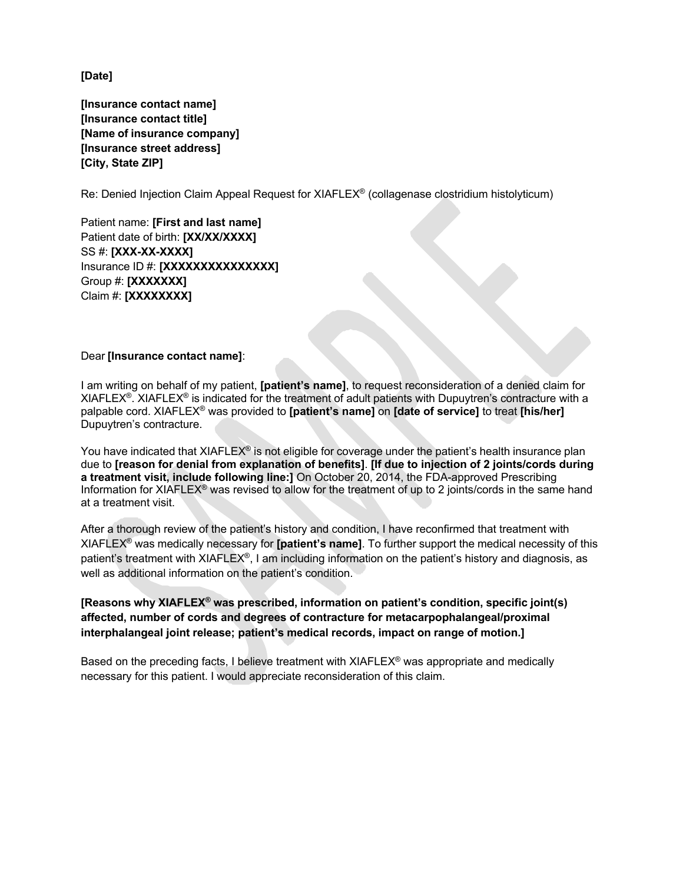**[Date]**

**[Insurance contact name]**
**[Insurance contact title]**
**[Name of insurance company]**
**[Insurance street address]**
**[City, State ZIP]**

Re: Denied Injection Claim Appeal Request for XIAFLEX® (collagenase clostridium histolyticum)

Patient name: **[First and last name]**
Patient date of birth: **[XX/XX/XXXX]**
SS #: **[XXX-XX-XXXX]**
Insurance ID #: **[XXXXXXXXXXXXXXX]**
Group #: **[XXXXXXX]**
Claim #: **[XXXXXXXX]**

Dear **[Insurance contact name]**:

I am writing on behalf of my patient, **[patient's name]**, to request reconsideration of a denied claim for XIAFLEX®. XIAFLEX® is indicated for the treatment of adult patients with Dupuytren's contracture with a palpable cord. XIAFLEX® was provided to **[patient's name]** on **[date of service]** to treat **[his/her]** Dupuytren's contracture.

You have indicated that XIAFLEX® is not eligible for coverage under the patient's health insurance plan due to **[reason for denial from explanation of benefits]**. **[If due to injection of 2 joints/cords during a treatment visit, include following line:]** On October 20, 2014, the FDA-approved Prescribing Information for XIAFLEX® was revised to allow for the treatment of up to 2 joints/cords in the same hand at a treatment visit.

After a thorough review of the patient's history and condition, I have reconfirmed that treatment with XIAFLEX® was medically necessary for **[patient's name]**. To further support the medical necessity of this patient's treatment with XIAFLEX®, I am including information on the patient's history and diagnosis, as well as additional information on the patient's condition.

**[Reasons why XIAFLEX® was prescribed, information on patient's condition, specific joint(s) affected, number of cords and degrees of contracture for metacarpophalangeal/proximal interphalangeal joint release; patient's medical records, impact on range of motion.]**

Based on the preceding facts, I believe treatment with XIAFLEX® was appropriate and medically necessary for this patient. I would appreciate reconsideration of this claim.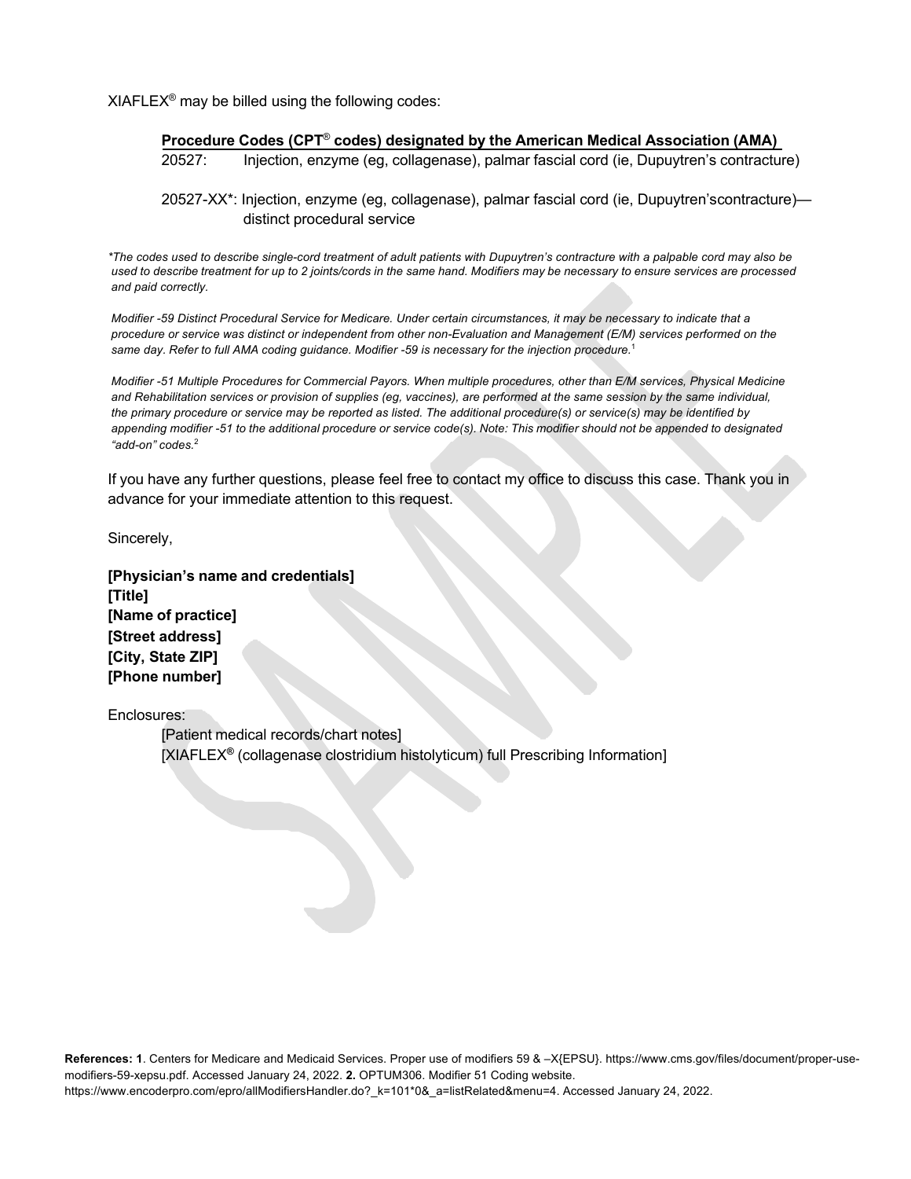XIAFLEX® may be billed using the following codes:

**Procedure Codes (CPT® codes) designated by the American Medical Association (AMA)**

20527: Injection, enzyme (eg, collagenase), palmar fascial cord (ie, Dupuytren's contracture)

20527-XX*: Injection, enzyme (eg, collagenase), palmar fascial cord (ie, Dupuytren'scontracture)—distinct procedural service

*\*The codes used to describe single-cord treatment of adult patients with Dupuytren's contracture with a palpable cord may also be used to describe treatment for up to 2 joints/cords in the same hand. Modifiers may be necessary to ensure services are processed and paid correctly.*

*Modifier -59 Distinct Procedural Service for Medicare. Under certain circumstances, it may be necessary to indicate that a procedure or service was distinct or independent from other non-Evaluation and Management (E/M) services performed on the same day. Refer to full AMA coding guidance. Modifier -59 is necessary for the injection procedure.*[1]

*Modifier -51 Multiple Procedures for Commercial Payors. When multiple procedures, other than E/M services, Physical Medicine and Rehabilitation services or provision of supplies (eg, vaccines), are performed at the same session by the same individual, the primary procedure or service may be reported as listed. The additional procedure(s) or service(s) may be identified by appending modifier -51 to the additional procedure or service code(s). Note: This modifier should not be appended to designated "add-on" codes.*[2]

If you have any further questions, please feel free to contact my office to discuss this case. Thank you in advance for your immediate attention to this request.

Sincerely,

**[Physician's name and credentials]**
**[Title]**
**[Name of practice]**
**[Street address]**
**[City, State ZIP]**
**[Phone number]**

Enclosures:

[Patient medical records/chart notes]
[XIAFLEX® (collagenase clostridium histolyticum) full Prescribing Information]

**References: 1**. Centers for Medicare and Medicaid Services. Proper use of modifiers 59 & –X{EPSU}. https://www.cms.gov/files/document/proper-use-modifiers-59-xepsu.pdf. Accessed January 24, 2022. **2.** OPTUM306. Modifier 51 Coding website. https://www.encoderpro.com/epro/allModifiersHandler.do?_k=101*0&_a=listRelated&menu=4. Accessed January 24, 2022.